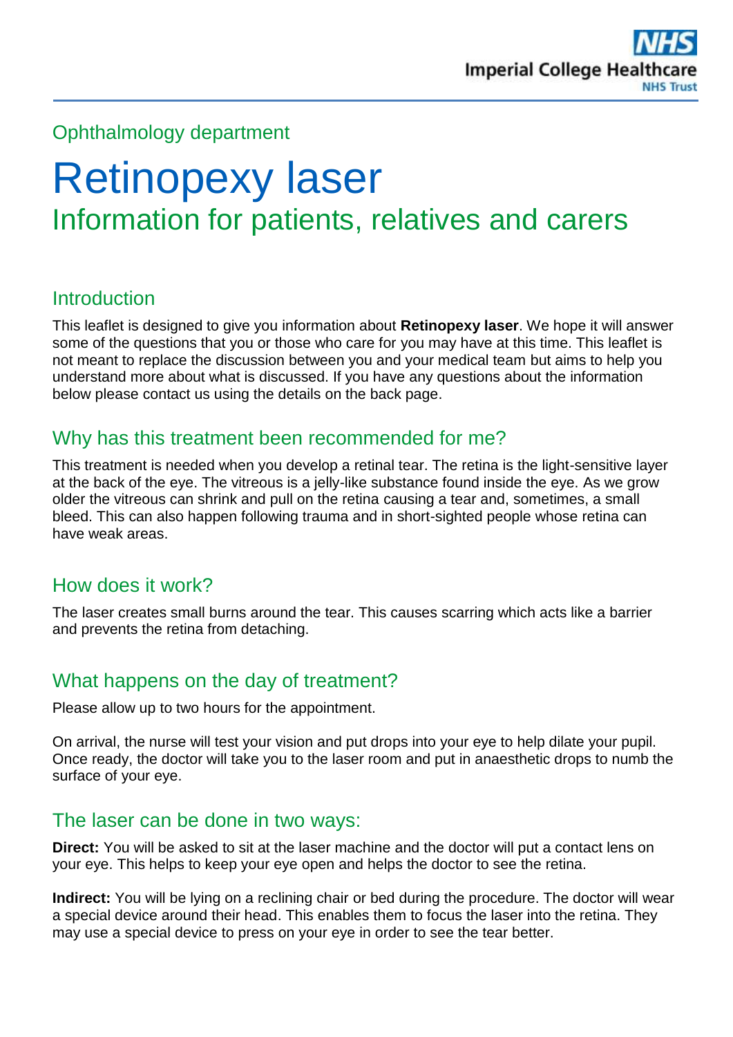Ophthalmology department

# Retinopexy laser

## Information for patients, relatives and carers

### Introduction

This leaflet is designed to give you information about **Retinopexy laser**. We hope it will answer some of the questions that you or those who care for you may have at this time. This leaflet is not meant to replace the discussion between you and your medical team but aims to help you understand more about what is discussed. If you have any questions about the information below please contact us using the details on the back page.

### Why has this treatment been recommended for me?

This treatment is needed when you develop a retinal tear. The retina is the light-sensitive layer at the back of the eye. The vitreous is a jelly-like substance found inside the eye. As we grow older the vitreous can shrink and pull on the retina causing a tear and, sometimes, a small bleed. This can also happen following trauma and in short-sighted people whose retina can have weak areas.

### How does it work?

The laser creates small burns around the tear. This causes scarring which acts like a barrier and prevents the retina from detaching.

### What happens on the day of treatment?

Please allow up to two hours for the appointment.

On arrival, the nurse will test your vision and put drops into your eye to help dilate your pupil. Once ready, the doctor will take you to the laser room and put in anaesthetic drops to numb the surface of your eye.

### The laser can be done in two ways:

**Direct:** You will be asked to sit at the laser machine and the doctor will put a contact lens on your eye. This helps to keep your eye open and helps the doctor to see the retina.

**Indirect:** You will be lying on a reclining chair or bed during the procedure. The doctor will wear a special device around their head. This enables them to focus the laser into the retina. They may use a special device to press on your eye in order to see the tear better.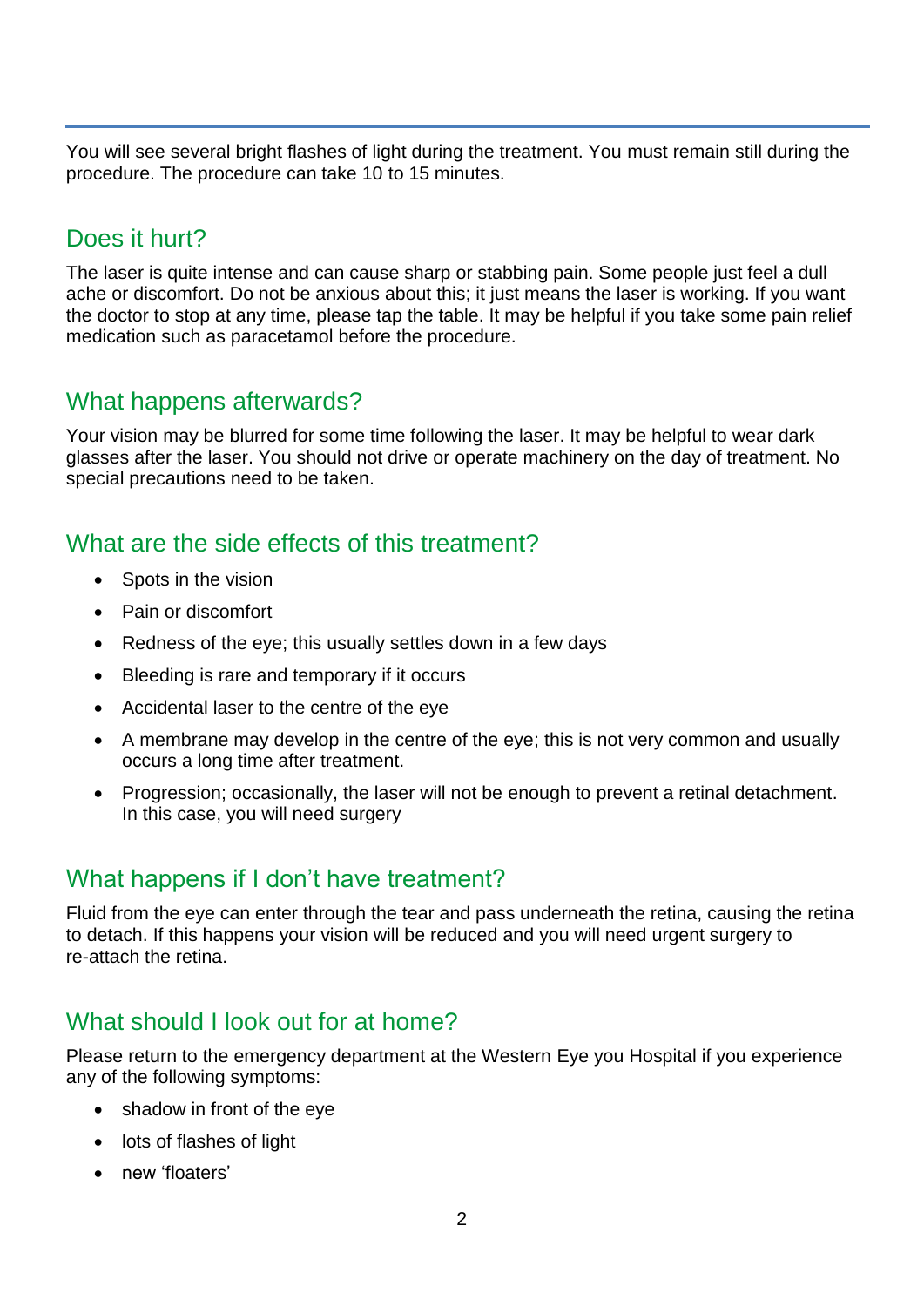You will see several bright flashes of light during the treatment. You must remain still during the procedure. The procedure can take 10 to 15 minutes.

## Does it hurt?

The laser is quite intense and can cause sharp or stabbing pain. Some people just feel a dull ache or discomfort. Do not be anxious about this; it just means the laser is working. If you want the doctor to stop at any time, please tap the table. It may be helpful if you take some pain relief medication such as paracetamol before the procedure.

## What happens afterwards?

Your vision may be blurred for some time following the laser. It may be helpful to wear dark glasses after the laser. You should not drive or operate machinery on the day of treatment. No special precautions need to be taken.

## What are the side effects of this treatment?

- Spots in the vision
- Pain or discomfort
- Redness of the eye; this usually settles down in a few days
- Bleeding is rare and temporary if it occurs
- Accidental laser to the centre of the eye
- A membrane may develop in the centre of the eye; this is not very common and usually occurs a long time after treatment.
- Progression; occasionally, the laser will not be enough to prevent a retinal detachment. In this case, you will need surgery

## What happens if I don't have treatment?

Fluid from the eye can enter through the tear and pass underneath the retina, causing the retina to detach. If this happens your vision will be reduced and you will need urgent surgery to re-attach the retina.

## What should I look out for at home?

Please return to the emergency department at the Western Eye you Hospital if you experience any of the following symptoms:

- shadow in front of the eye
- lots of flashes of light
- new 'floaters'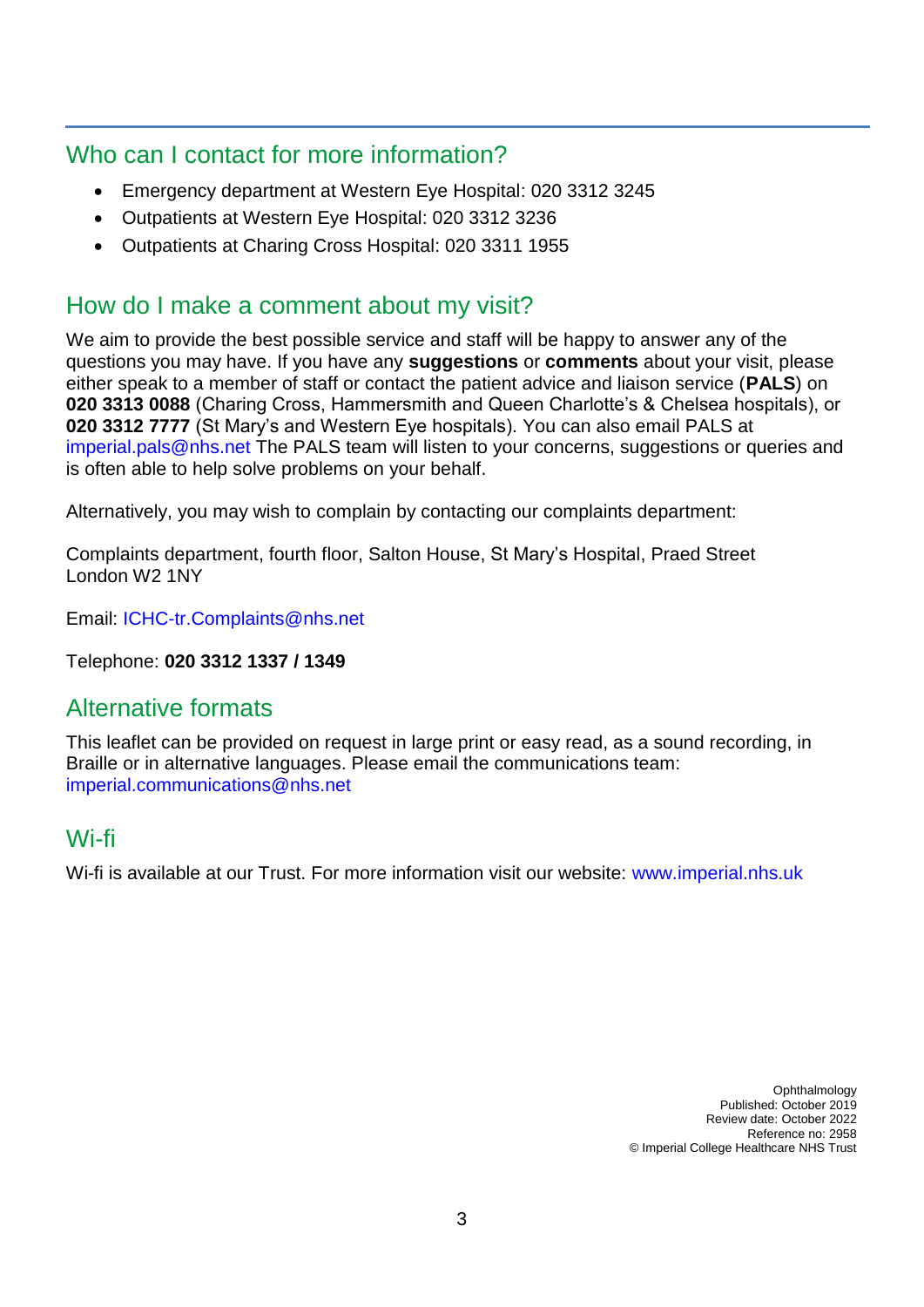## Who can I contact for more information?

- Emergency department at Western Eye Hospital: 020 3312 3245
- Outpatients at Western Eye Hospital: 020 3312 3236
- Outpatients at Charing Cross Hospital: 020 3311 1955

## How do I make a comment about my visit?

We aim to provide the best possible service and staff will be happy to answer any of the questions you may have. If you have any **suggestions** or **comments** about your visit, please either speak to a member of staff or contact the patient advice and liaison service (**PALS**) on **020 3313 0088** (Charing Cross, Hammersmith and Queen Charlotte's & Chelsea hospitals), or **020 3312 7777** (St Mary's and Western Eye hospitals). You can also email PALS at imperial.pals@nhs.net The PALS team will listen to your concerns, suggestions or queries and is often able to help solve problems on your behalf.

Alternatively, you may wish to complain by contacting our complaints department:

Complaints department, fourth floor, Salton House, St Mary's Hospital, Praed Street
London W2 1NY

Email: ICHC-tr.Complaints@nhs.net

Telephone: **020 3312 1337 / 1349**

## Alternative formats

This leaflet can be provided on request in large print or easy read, as a sound recording, in Braille or in alternative languages. Please email the communications team: imperial.communications@nhs.net

## Wi-fi

Wi-fi is available at our Trust. For more information visit our website: www.imperial.nhs.uk

Ophthalmology
Published: October 2019
Review date: October 2022
Reference no: 2958
© Imperial College Healthcare NHS Trust